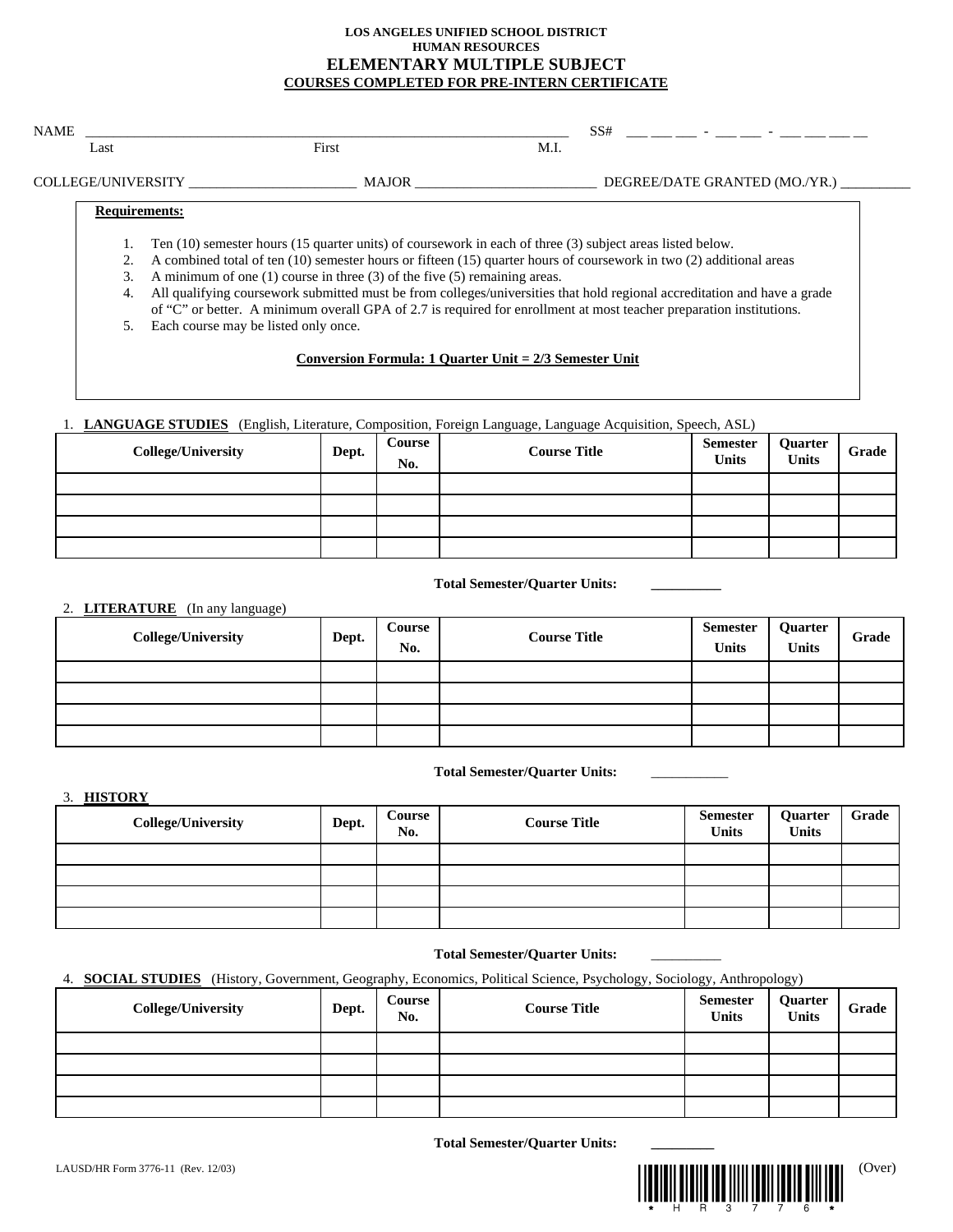**LOS ANGELES UNIFIED SCHOOL DISTRICT**
**HUMAN RESOURCES**

# ELEMENTARY MULTIPLE SUBJECT

## COURSES COMPLETED FOR PRE-INTERN CERTIFICATE

NAME ______________________________________________________________________ SS# ___ ___ ___ - ___ ___ - ___ ___ ___ __
Last First M.I.

COLLEGE/UNIVERSITY ________________________ MAJOR __________________________ DEGREE/DATE GRANTED (MO./YR.) __________

**Requirements:**

1. Ten (10) semester hours (15 quarter units) of coursework in each of three (3) subject areas listed below.
2. A combined total of ten (10) semester hours or fifteen (15) quarter hours of coursework in two (2) additional areas
3. A minimum of one (1) course in three (3) of the five (5) remaining areas.
4. All qualifying coursework submitted must be from colleges/universities that hold regional accreditation and have a grade of "C" or better. A minimum overall GPA of 2.7 is required for enrollment at most teacher preparation institutions.
5. Each course may be listed only once.

**Conversion Formula: 1 Quarter Unit = 2/3 Semester Unit**

1. **LANGUAGE STUDIES** (English, Literature, Composition, Foreign Language, Language Acquisition, Speech, ASL)

| College/University | Dept. | Course No. | Course Title | Semester Units | Quarter Units | Grade |
|---|---|---|---|---|---|---|
| | | | | | | |
| | | | | | | |
| | | | | | | |
| | | | | | | |

**Total Semester/Quarter Units:** __________

2. **LITERATURE** (In any language)

| College/University | Dept. | Course No. | Course Title | Semester Units | Quarter Units | Grade |
|---|---|---|---|---|---|---|
| | | | | | | |
| | | | | | | |
| | | | | | | |
| | | | | | | |

**Total Semester/Quarter Units:** ___________

3. **HISTORY**

| College/University | Dept. | Course No. | Course Title | Semester Units | Quarter Units | Grade |
|---|---|---|---|---|---|---|
| | | | | | | |
| | | | | | | |
| | | | | | | |
| | | | | | | |

**Total Semester/Quarter Units:** __________

4. **SOCIAL STUDIES** (History, Government, Geography, Economics, Political Science, Psychology, Sociology, Anthropology)

| College/University | Dept. | Course No. | Course Title | Semester Units | Quarter Units | Grade |
|---|---|---|---|---|---|---|
| | | | | | | |
| | | | | | | |
| | | | | | | |
| | | | | | | |

**Total Semester/Quarter Units:** _________

LAUSD/HR Form 3776-11 (Rev. 12/03)

*HR3776*

(Over)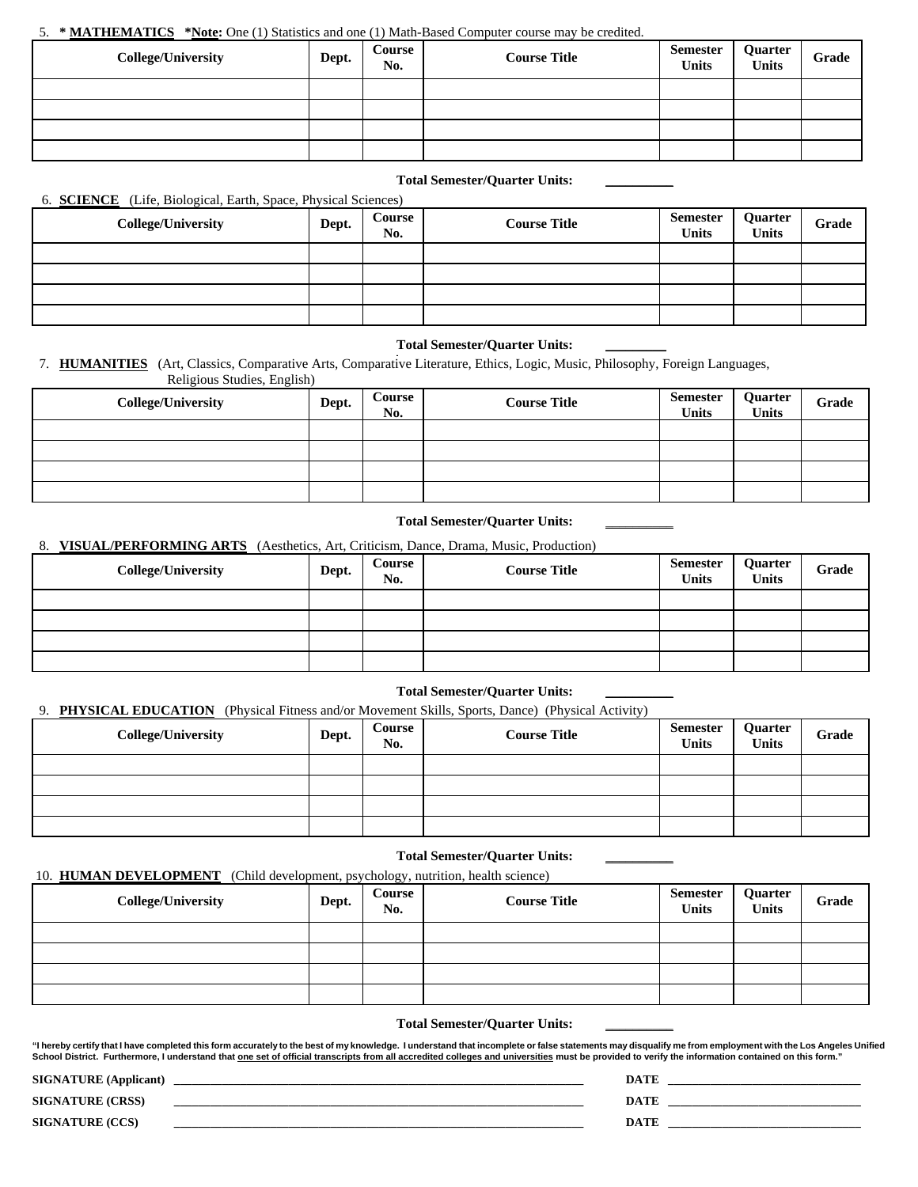5. **\* MATHEMATICS** **\*Note:** One (1) Statistics and one (1) Math-Based Computer course may be credited.

| College/University | Dept. | Course No. | Course Title | Semester Units | Quarter Units | Grade |
|---|---|---|---|---|---|---|
| | | | | | | |
| | | | | | | |
| | | | | | | |
| | | | | | | |

**Total Semester/Quarter Units:** __________

6. **SCIENCE** (Life, Biological, Earth, Space, Physical Sciences)

| College/University | Dept. | Course No. | Course Title | Semester Units | Quarter Units | Grade |
|---|---|---|---|---|---|---|
| | | | | | | |
| | | | | | | |
| | | | | | | |
| | | | | | | |

**Total Semester/Quarter Units:** __________

7. **HUMANITIES** (Art, Classics, Comparative Arts, Comparative Literature, Ethics, Logic, Music, Philosophy, Foreign Languages, Religious Studies, English)

| College/University | Dept. | Course No. | Course Title | Semester Units | Quarter Units | Grade |
|---|---|---|---|---|---|---|
| | | | | | | |
| | | | | | | |
| | | | | | | |
| | | | | | | |

**Total Semester/Quarter Units:** __________

8. **VISUAL/PERFORMING ARTS** (Aesthetics, Art, Criticism, Dance, Drama, Music, Production)

| College/University | Dept. | Course No. | Course Title | Semester Units | Quarter Units | Grade |
|---|---|---|---|---|---|---|
| | | | | | | |
| | | | | | | |
| | | | | | | |
| | | | | | | |

**Total Semester/Quarter Units:** __________

9. **PHYSICAL EDUCATION** (Physical Fitness and/or Movement Skills, Sports, Dance) (Physical Activity)

| College/University | Dept. | Course No. | Course Title | Semester Units | Quarter Units | Grade |
|---|---|---|---|---|---|---|
| | | | | | | |
| | | | | | | |
| | | | | | | |
| | | | | | | |

**Total Semester/Quarter Units:** __________

10. **HUMAN DEVELOPMENT** (Child development, psychology, nutrition, health science)

| College/University | Dept. | Course No. | Course Title | Semester Units | Quarter Units | Grade |
|---|---|---|---|---|---|---|
| | | | | | | |
| | | | | | | |
| | | | | | | |
| | | | | | | |

**Total Semester/Quarter Units:** __________

**"I hereby certify that I have completed this form accurately to the best of my knowledge. I understand that incomplete or false statements may disqualify me from employment with the Los Angeles Unified School District. Furthermore, I understand that one set of official transcripts from all accredited colleges and universities must be provided to verify the information contained on this form."**

**SIGNATURE (Applicant)** ______________________________ **DATE** ______________

**SIGNATURE (CRSS)** ______________________________ **DATE** ______________

**SIGNATURE (CCS)** ______________________________ **DATE** ______________